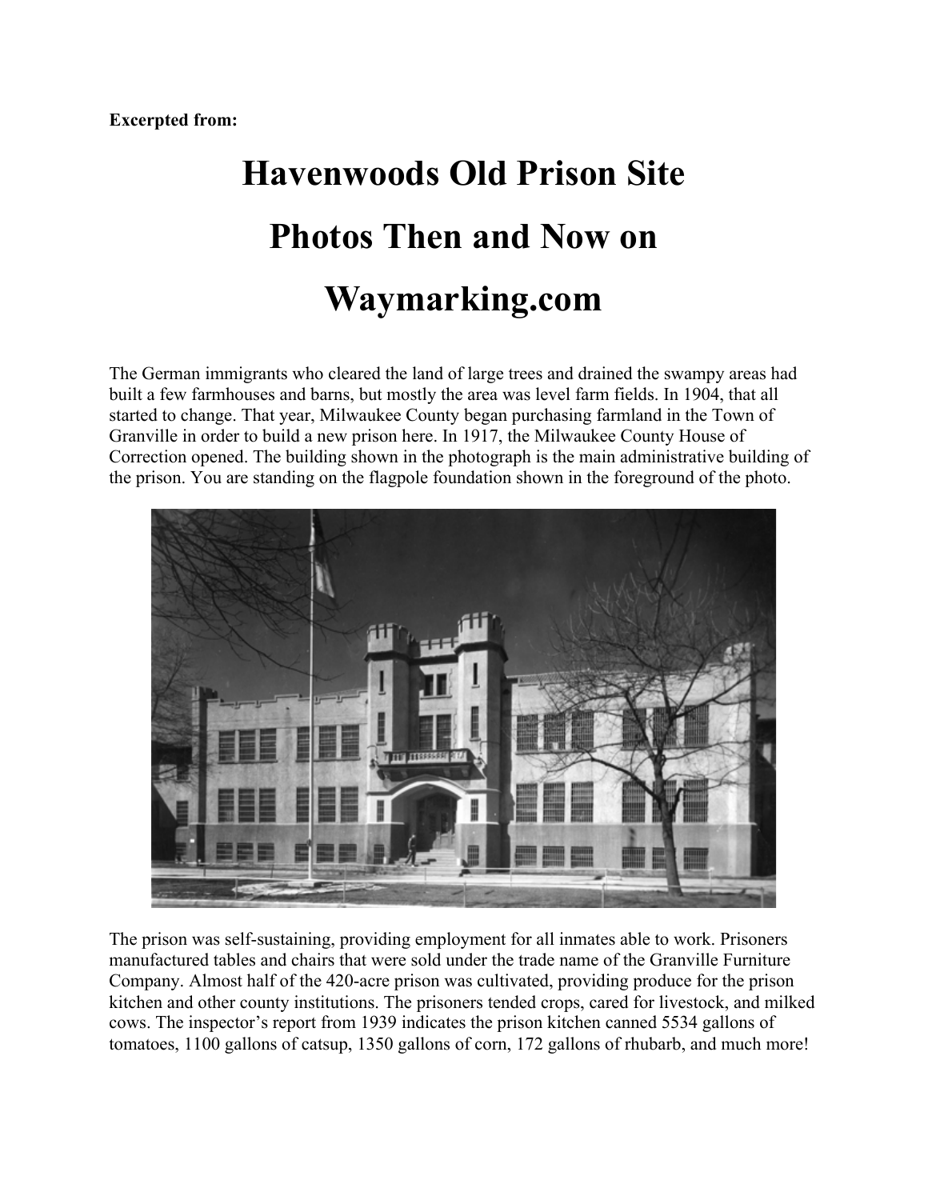**Excerpted from:**

# Havenwoods Old Prison Site Photos Then and Now on Waymarking.com

The German immigrants who cleared the land of large trees and drained the swampy areas had built a few farmhouses and barns, but mostly the area was level farm fields. In 1904, that all started to change. That year, Milwaukee County began purchasing farmland in the Town of Granville in order to build a new prison here. In 1917, the Milwaukee County House of Correction opened. The building shown in the photograph is the main administrative building of the prison. You are standing on the flagpole foundation shown in the foreground of the photo.

The prison was self-sustaining, providing employment for all inmates able to work. Prisoners manufactured tables and chairs that were sold under the trade name of the Granville Furniture Company. Almost half of the 420-acre prison was cultivated, providing produce for the prison kitchen and other county institutions. The prisoners tended crops, cared for livestock, and milked cows. The inspector's report from 1939 indicates the prison kitchen canned 5534 gallons of tomatoes, 1100 gallons of catsup, 1350 gallons of corn, 172 gallons of rhubarb, and much more!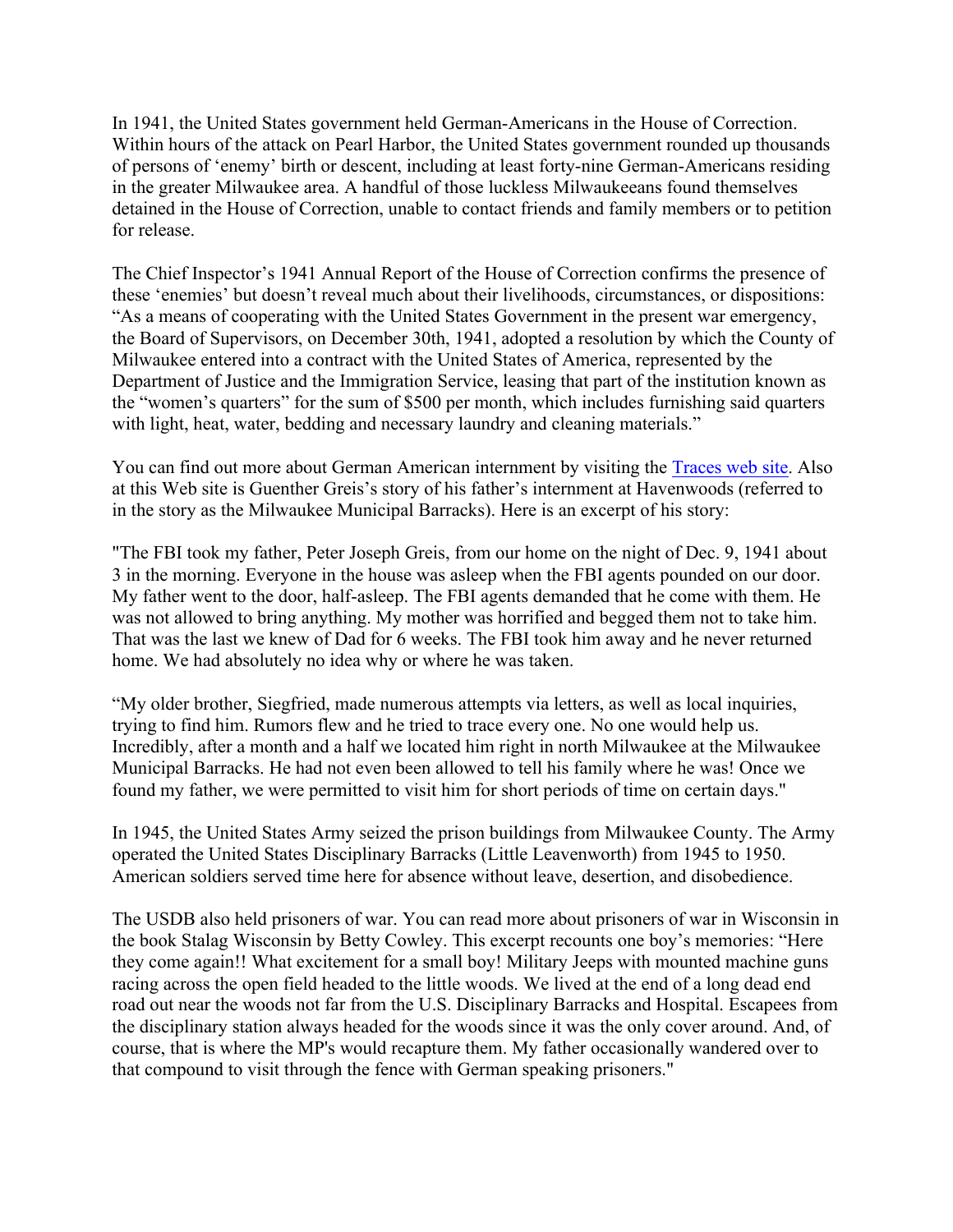In 1941, the United States government held German-Americans in the House of Correction. Within hours of the attack on Pearl Harbor, the United States government rounded up thousands of persons of 'enemy' birth or descent, including at least forty-nine German-Americans residing in the greater Milwaukee area. A handful of those luckless Milwaukeeans found themselves detained in the House of Correction, unable to contact friends and family members or to petition for release.

The Chief Inspector's 1941 Annual Report of the House of Correction confirms the presence of these 'enemies' but doesn't reveal much about their livelihoods, circumstances, or dispositions: "As a means of cooperating with the United States Government in the present war emergency, the Board of Supervisors, on December 30th, 1941, adopted a resolution by which the County of Milwaukee entered into a contract with the United States of America, represented by the Department of Justice and the Immigration Service, leasing that part of the institution known as the "women's quarters" for the sum of $500 per month, which includes furnishing said quarters with light, heat, water, bedding and necessary laundry and cleaning materials."

You can find out more about German American internment by visiting the [Traces web site](). Also at this Web site is Guenther Greis's story of his father's internment at Havenwoods (referred to in the story as the Milwaukee Municipal Barracks). Here is an excerpt of his story:

"The FBI took my father, Peter Joseph Greis, from our home on the night of Dec. 9, 1941 about 3 in the morning. Everyone in the house was asleep when the FBI agents pounded on our door. My father went to the door, half-asleep. The FBI agents demanded that he come with them. He was not allowed to bring anything. My mother was horrified and begged them not to take him. That was the last we knew of Dad for 6 weeks. The FBI took him away and he never returned home. We had absolutely no idea why or where he was taken.

"My older brother, Siegfried, made numerous attempts via letters, as well as local inquiries, trying to find him. Rumors flew and he tried to trace every one. No one would help us. Incredibly, after a month and a half we located him right in north Milwaukee at the Milwaukee Municipal Barracks. He had not even been allowed to tell his family where he was! Once we found my father, we were permitted to visit him for short periods of time on certain days."

In 1945, the United States Army seized the prison buildings from Milwaukee County. The Army operated the United States Disciplinary Barracks (Little Leavenworth) from 1945 to 1950. American soldiers served time here for absence without leave, desertion, and disobedience.

The USDB also held prisoners of war. You can read more about prisoners of war in Wisconsin in the book Stalag Wisconsin by Betty Cowley. This excerpt recounts one boy's memories: "Here they come again!! What excitement for a small boy! Military Jeeps with mounted machine guns racing across the open field headed to the little woods. We lived at the end of a long dead end road out near the woods not far from the U.S. Disciplinary Barracks and Hospital. Escapees from the disciplinary station always headed for the woods since it was the only cover around. And, of course, that is where the MP's would recapture them. My father occasionally wandered over to that compound to visit through the fence with German speaking prisoners."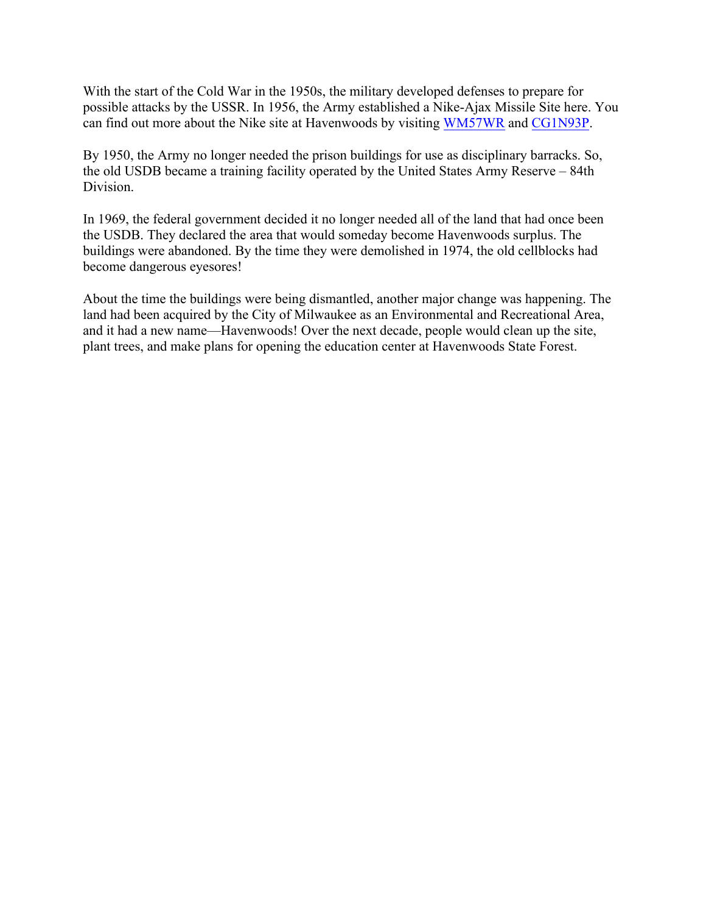With the start of the Cold War in the 1950s, the military developed defenses to prepare for possible attacks by the USSR. In 1956, the Army established a Nike-Ajax Missile Site here. You can find out more about the Nike site at Havenwoods by visiting WM57WR and CG1N93P.

By 1950, the Army no longer needed the prison buildings for use as disciplinary barracks. So, the old USDB became a training facility operated by the United States Army Reserve – 84th Division.

In 1969, the federal government decided it no longer needed all of the land that had once been the USDB. They declared the area that would someday become Havenwoods surplus. The buildings were abandoned. By the time they were demolished in 1974, the old cellblocks had become dangerous eyesores!

About the time the buildings were being dismantled, another major change was happening. The land had been acquired by the City of Milwaukee as an Environmental and Recreational Area, and it had a new name—Havenwoods! Over the next decade, people would clean up the site, plant trees, and make plans for opening the education center at Havenwoods State Forest.